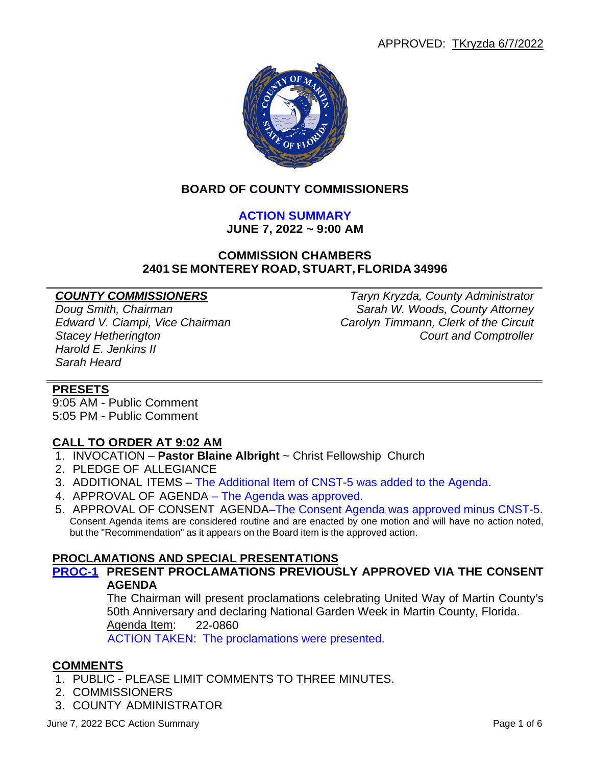APPROVED: TKryzda 6/7/2022

# BOARD OF COUNTY COMMISSIONERS

## ACTION SUMMARY

**JUNE 7, 2022 ~ 9:00 AM**

**COMMISSION CHAMBERS**
**2401 SE MONTEREY ROAD, STUART, FLORIDA 34996**

***COUNTY COMMISSIONERS***
*Doug Smith, Chairman*
*Edward V. Ciampi, Vice Chairman*
*Stacey Hetherington*
*Harold E. Jenkins II*
*Sarah Heard*

*Taryn Kryzda, County Administrator*
*Sarah W. Woods, County Attorney*
*Carolyn Timmann, Clerk of the Circuit Court and Comptroller*

## PRESETS

9:05 AM - Public Comment
5:05 PM - Public Comment

## CALL TO ORDER AT 9:02 AM

1. INVOCATION – **Pastor Blaine Albright** ~ Christ Fellowship Church
2. PLEDGE OF ALLEGIANCE
3. ADDITIONAL ITEMS – The Additional Item of CNST-5 was added to the Agenda.
4. APPROVAL OF AGENDA – The Agenda was approved.
5. APPROVAL OF CONSENT AGENDA–The Consent Agenda was approved minus CNST-5.
   Consent Agenda items are considered routine and are enacted by one motion and will have no action noted, but the "Recommendation" as it appears on the Board item is the approved action.

## PROCLAMATIONS AND SPECIAL PRESENTATIONS

**PROC-1 PRESENT PROCLAMATIONS PREVIOUSLY APPROVED VIA THE CONSENT AGENDA**

The Chairman will present proclamations celebrating United Way of Martin County's 50th Anniversary and declaring National Garden Week in Martin County, Florida.
Agenda Item: 22-0860
ACTION TAKEN: The proclamations were presented.

## COMMENTS

1. PUBLIC - PLEASE LIMIT COMMENTS TO THREE MINUTES.
2. COMMISSIONERS
3. COUNTY ADMINISTRATOR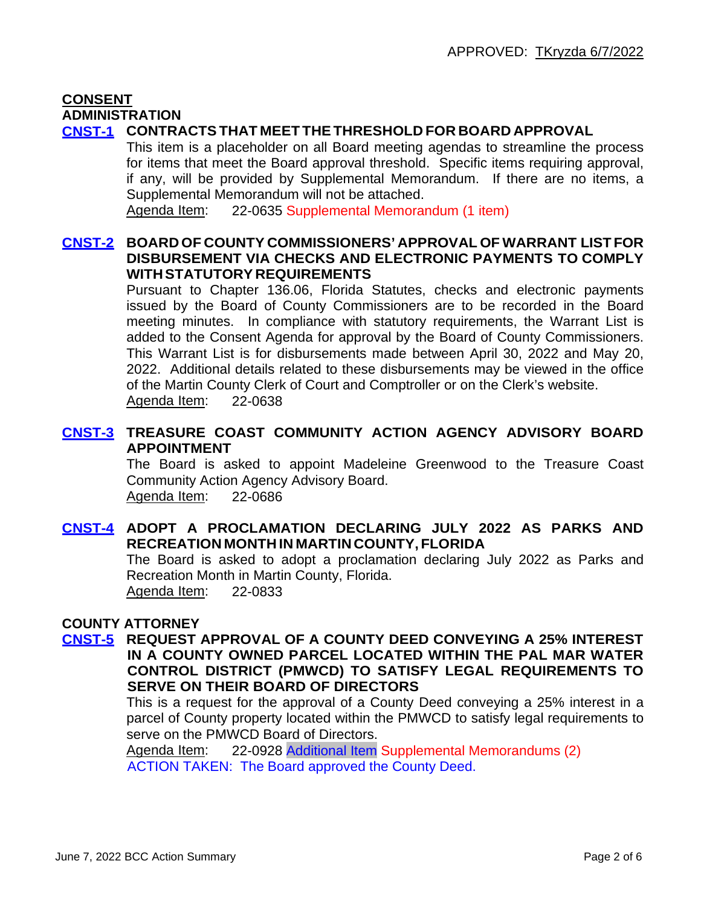APPROVED: TKryzda 6/7/2022

## CONSENT

### ADMINISTRATION

**CNST-1 CONTRACTS THAT MEET THE THRESHOLD FOR BOARD APPROVAL**

This item is a placeholder on all Board meeting agendas to streamline the process for items that meet the Board approval threshold. Specific items requiring approval, if any, will be provided by Supplemental Memorandum. If there are no items, a Supplemental Memorandum will not be attached.

Agenda Item: 22-0635 Supplemental Memorandum (1 item)

**CNST-2 BOARD OF COUNTY COMMISSIONERS' APPROVAL OF WARRANT LIST FOR DISBURSEMENT VIA CHECKS AND ELECTRONIC PAYMENTS TO COMPLY WITH STATUTORY REQUIREMENTS**

Pursuant to Chapter 136.06, Florida Statutes, checks and electronic payments issued by the Board of County Commissioners are to be recorded in the Board meeting minutes. In compliance with statutory requirements, the Warrant List is added to the Consent Agenda for approval by the Board of County Commissioners. This Warrant List is for disbursements made between April 30, 2022 and May 20, 2022. Additional details related to these disbursements may be viewed in the office of the Martin County Clerk of Court and Comptroller or on the Clerk's website.

Agenda Item: 22-0638

**CNST-3 TREASURE COAST COMMUNITY ACTION AGENCY ADVISORY BOARD APPOINTMENT**

The Board is asked to appoint Madeleine Greenwood to the Treasure Coast Community Action Agency Advisory Board.

Agenda Item: 22-0686

**CNST-4 ADOPT A PROCLAMATION DECLARING JULY 2022 AS PARKS AND RECREATION MONTH IN MARTIN COUNTY, FLORIDA**

The Board is asked to adopt a proclamation declaring July 2022 as Parks and Recreation Month in Martin County, Florida.

Agenda Item: 22-0833

### COUNTY ATTORNEY

**CNST-5 REQUEST APPROVAL OF A COUNTY DEED CONVEYING A 25% INTEREST IN A COUNTY OWNED PARCEL LOCATED WITHIN THE PAL MAR WATER CONTROL DISTRICT (PMWCD) TO SATISFY LEGAL REQUIREMENTS TO SERVE ON THEIR BOARD OF DIRECTORS**

This is a request for the approval of a County Deed conveying a 25% interest in a parcel of County property located within the PMWCD to satisfy legal requirements to serve on the PMWCD Board of Directors.

Agenda Item: 22-0928 Additional Item Supplemental Memorandums (2)

ACTION TAKEN: The Board approved the County Deed.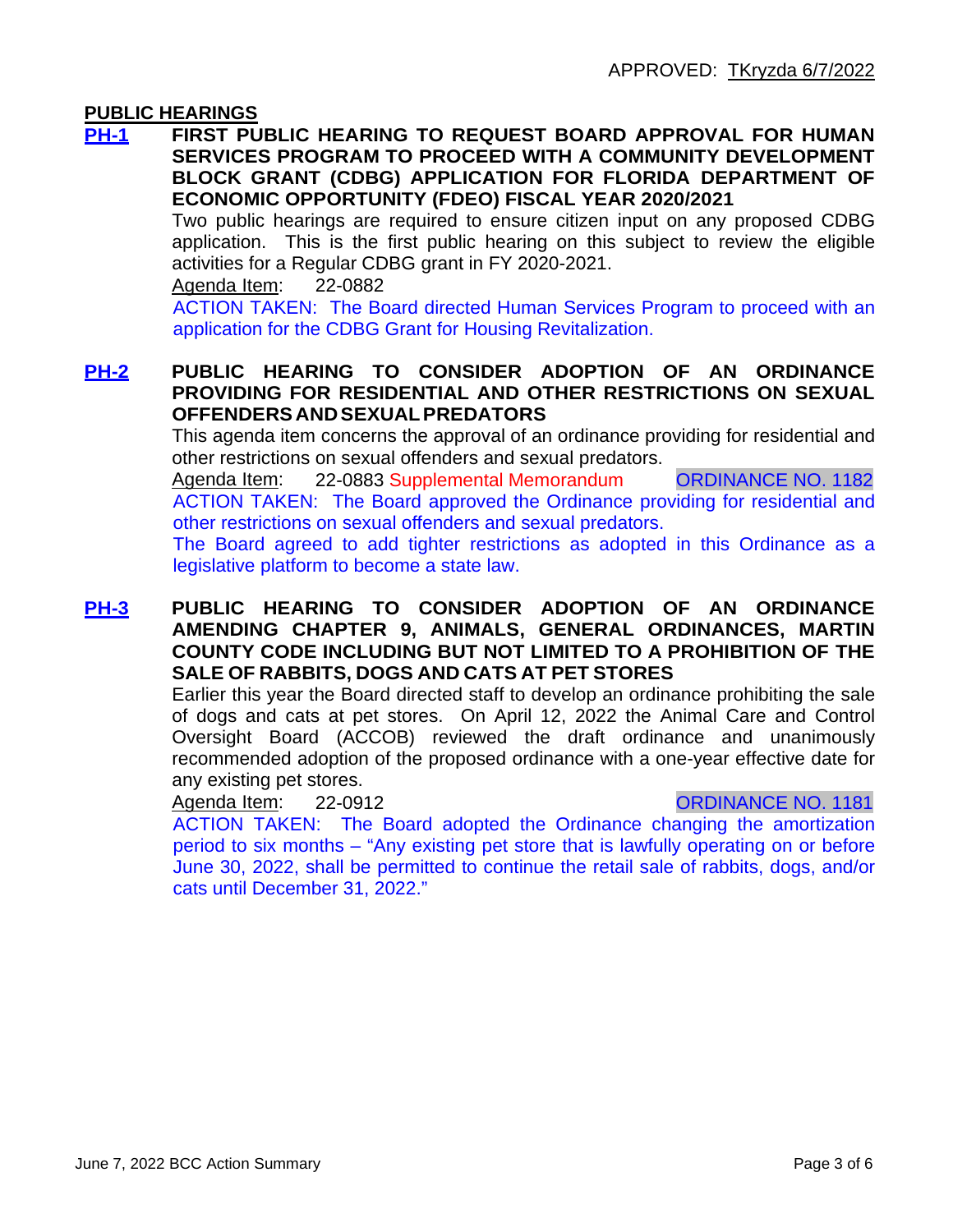APPROVED: TKryzda 6/7/2022

## PUBLIC HEARINGS

**PH-1 FIRST PUBLIC HEARING TO REQUEST BOARD APPROVAL FOR HUMAN SERVICES PROGRAM TO PROCEED WITH A COMMUNITY DEVELOPMENT BLOCK GRANT (CDBG) APPLICATION FOR FLORIDA DEPARTMENT OF ECONOMIC OPPORTUNITY (FDEO) FISCAL YEAR 2020/2021**

Two public hearings are required to ensure citizen input on any proposed CDBG application. This is the first public hearing on this subject to review the eligible activities for a Regular CDBG grant in FY 2020-2021.

Agenda Item: 22-0882

ACTION TAKEN: The Board directed Human Services Program to proceed with an application for the CDBG Grant for Housing Revitalization.

**PH-2 PUBLIC HEARING TO CONSIDER ADOPTION OF AN ORDINANCE PROVIDING FOR RESIDENTIAL AND OTHER RESTRICTIONS ON SEXUAL OFFENDERS AND SEXUAL PREDATORS**

This agenda item concerns the approval of an ordinance providing for residential and other restrictions on sexual offenders and sexual predators.

Agenda Item: 22-0883 Supplemental Memorandum ORDINANCE NO. 1182

ACTION TAKEN: The Board approved the Ordinance providing for residential and other restrictions on sexual offenders and sexual predators.

The Board agreed to add tighter restrictions as adopted in this Ordinance as a legislative platform to become a state law.

**PH-3 PUBLIC HEARING TO CONSIDER ADOPTION OF AN ORDINANCE AMENDING CHAPTER 9, ANIMALS, GENERAL ORDINANCES, MARTIN COUNTY CODE INCLUDING BUT NOT LIMITED TO A PROHIBITION OF THE SALE OF RABBITS, DOGS AND CATS AT PET STORES**

Earlier this year the Board directed staff to develop an ordinance prohibiting the sale of dogs and cats at pet stores. On April 12, 2022 the Animal Care and Control Oversight Board (ACCOB) reviewed the draft ordinance and unanimously recommended adoption of the proposed ordinance with a one-year effective date for any existing pet stores.

Agenda Item: 22-0912 ORDINANCE NO. 1181

ACTION TAKEN: The Board adopted the Ordinance changing the amortization period to six months – "Any existing pet store that is lawfully operating on or before June 30, 2022, shall be permitted to continue the retail sale of rabbits, dogs, and/or cats until December 31, 2022."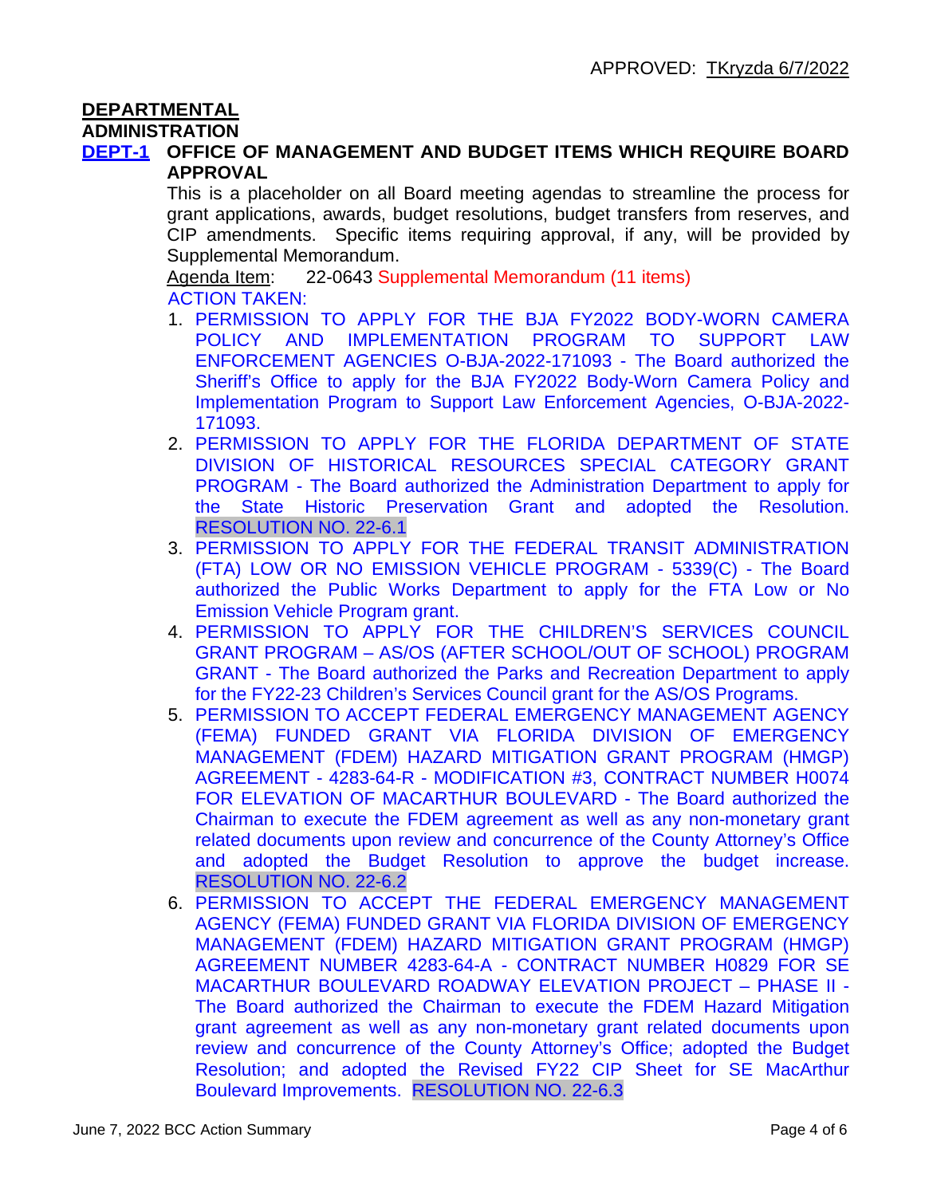APPROVED: TKryzda 6/7/2022

## DEPARTMENTAL

### ADMINISTRATION

**DEPT-1 OFFICE OF MANAGEMENT AND BUDGET ITEMS WHICH REQUIRE BOARD APPROVAL**

This is a placeholder on all Board meeting agendas to streamline the process for grant applications, awards, budget resolutions, budget transfers from reserves, and CIP amendments. Specific items requiring approval, if any, will be provided by Supplemental Memorandum.

Agenda Item: 22-0643 Supplemental Memorandum (11 items)

ACTION TAKEN:

1. PERMISSION TO APPLY FOR THE BJA FY2022 BODY-WORN CAMERA POLICY AND IMPLEMENTATION PROGRAM TO SUPPORT LAW ENFORCEMENT AGENCIES O-BJA-2022-171093 - The Board authorized the Sheriff's Office to apply for the BJA FY2022 Body-Worn Camera Policy and Implementation Program to Support Law Enforcement Agencies, O-BJA-2022-171093.
2. PERMISSION TO APPLY FOR THE FLORIDA DEPARTMENT OF STATE DIVISION OF HISTORICAL RESOURCES SPECIAL CATEGORY GRANT PROGRAM - The Board authorized the Administration Department to apply for the State Historic Preservation Grant and adopted the Resolution. RESOLUTION NO. 22-6.1
3. PERMISSION TO APPLY FOR THE FEDERAL TRANSIT ADMINISTRATION (FTA) LOW OR NO EMISSION VEHICLE PROGRAM - 5339(C) - The Board authorized the Public Works Department to apply for the FTA Low or No Emission Vehicle Program grant.
4. PERMISSION TO APPLY FOR THE CHILDREN'S SERVICES COUNCIL GRANT PROGRAM – AS/OS (AFTER SCHOOL/OUT OF SCHOOL) PROGRAM GRANT - The Board authorized the Parks and Recreation Department to apply for the FY22-23 Children's Services Council grant for the AS/OS Programs.
5. PERMISSION TO ACCEPT FEDERAL EMERGENCY MANAGEMENT AGENCY (FEMA) FUNDED GRANT VIA FLORIDA DIVISION OF EMERGENCY MANAGEMENT (FDEM) HAZARD MITIGATION GRANT PROGRAM (HMGP) AGREEMENT - 4283-64-R - MODIFICATION #3, CONTRACT NUMBER H0074 FOR ELEVATION OF MACARTHUR BOULEVARD - The Board authorized the Chairman to execute the FDEM agreement as well as any non-monetary grant related documents upon review and concurrence of the County Attorney's Office and adopted the Budget Resolution to approve the budget increase. RESOLUTION NO. 22-6.2
6. PERMISSION TO ACCEPT THE FEDERAL EMERGENCY MANAGEMENT AGENCY (FEMA) FUNDED GRANT VIA FLORIDA DIVISION OF EMERGENCY MANAGEMENT (FDEM) HAZARD MITIGATION GRANT PROGRAM (HMGP) AGREEMENT NUMBER 4283-64-A - CONTRACT NUMBER H0829 FOR SE MACARTHUR BOULEVARD ROADWAY ELEVATION PROJECT – PHASE II - The Board authorized the Chairman to execute the FDEM Hazard Mitigation grant agreement as well as any non-monetary grant related documents upon review and concurrence of the County Attorney's Office; adopted the Budget Resolution; and adopted the Revised FY22 CIP Sheet for SE MacArthur Boulevard Improvements. RESOLUTION NO. 22-6.3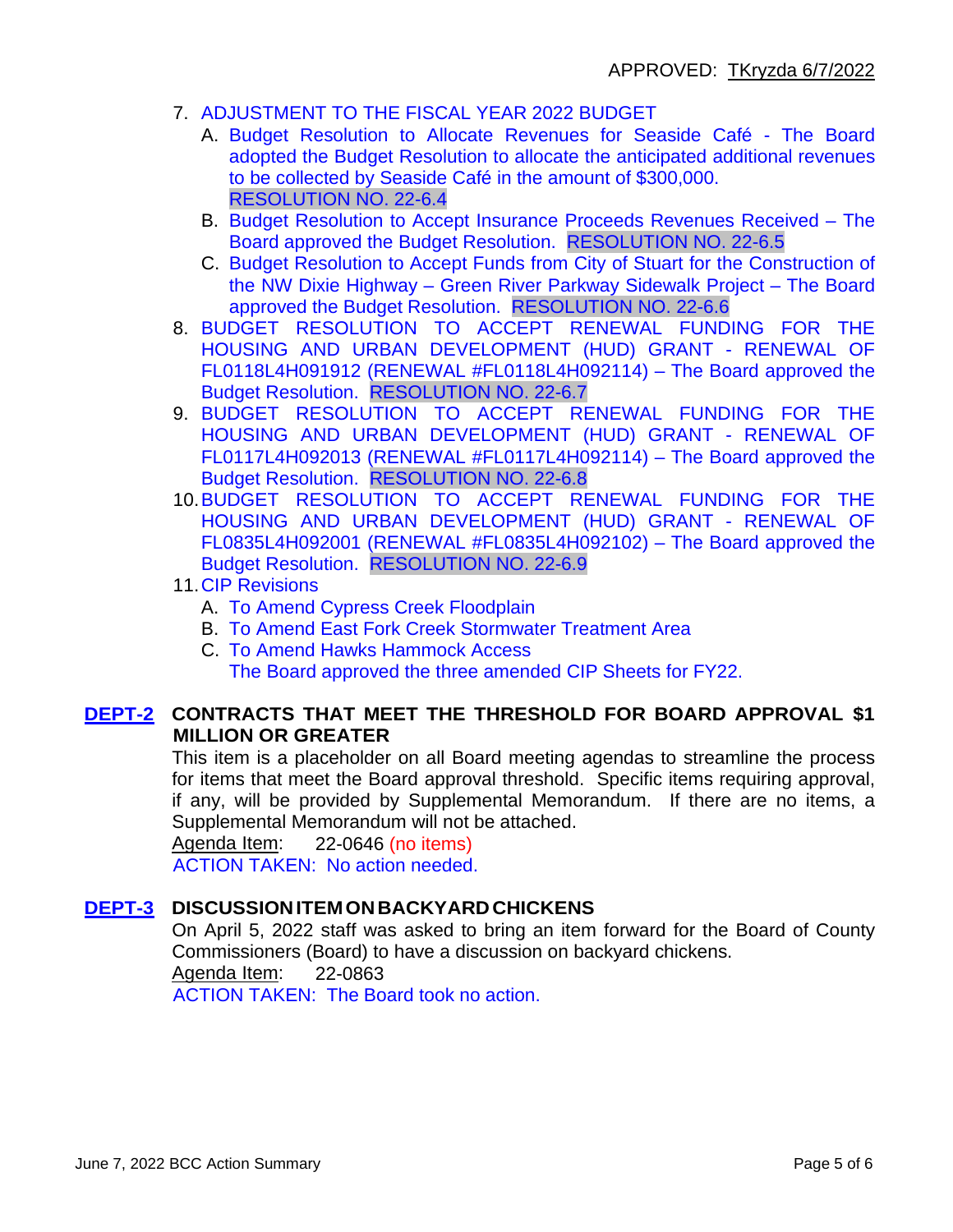APPROVED: TKryzda 6/7/2022

7. ADJUSTMENT TO THE FISCAL YEAR 2022 BUDGET
   A. Budget Resolution to Allocate Revenues for Seaside Café - The Board adopted the Budget Resolution to allocate the anticipated additional revenues to be collected by Seaside Café in the amount of $300,000. RESOLUTION NO. 22-6.4
   B. Budget Resolution to Accept Insurance Proceeds Revenues Received – The Board approved the Budget Resolution. RESOLUTION NO. 22-6.5
   C. Budget Resolution to Accept Funds from City of Stuart for the Construction of the NW Dixie Highway – Green River Parkway Sidewalk Project – The Board approved the Budget Resolution. RESOLUTION NO. 22-6.6
8. BUDGET RESOLUTION TO ACCEPT RENEWAL FUNDING FOR THE HOUSING AND URBAN DEVELOPMENT (HUD) GRANT - RENEWAL OF FL0118L4H091912 (RENEWAL #FL0118L4H092114) – The Board approved the Budget Resolution. RESOLUTION NO. 22-6.7
9. BUDGET RESOLUTION TO ACCEPT RENEWAL FUNDING FOR THE HOUSING AND URBAN DEVELOPMENT (HUD) GRANT - RENEWAL OF FL0117L4H092013 (RENEWAL #FL0117L4H092114) – The Board approved the Budget Resolution. RESOLUTION NO. 22-6.8
10. BUDGET RESOLUTION TO ACCEPT RENEWAL FUNDING FOR THE HOUSING AND URBAN DEVELOPMENT (HUD) GRANT - RENEWAL OF FL0835L4H092001 (RENEWAL #FL0835L4H092102) – The Board approved the Budget Resolution. RESOLUTION NO. 22-6.9
11. CIP Revisions
    A. To Amend Cypress Creek Floodplain
    B. To Amend East Fork Creek Stormwater Treatment Area
    C. To Amend Hawks Hammock Access
    The Board approved the three amended CIP Sheets for FY22.

**DEPT-2 CONTRACTS THAT MEET THE THRESHOLD FOR BOARD APPROVAL $1 MILLION OR GREATER**

This item is a placeholder on all Board meeting agendas to streamline the process for items that meet the Board approval threshold. Specific items requiring approval, if any, will be provided by Supplemental Memorandum. If there are no items, a Supplemental Memorandum will not be attached.

Agenda Item: 22-0646 (no items)

ACTION TAKEN: No action needed.

**DEPT-3 DISCUSSION ITEM ON BACKYARD CHICKENS**

On April 5, 2022 staff was asked to bring an item forward for the Board of County Commissioners (Board) to have a discussion on backyard chickens.

Agenda Item: 22-0863

ACTION TAKEN: The Board took no action.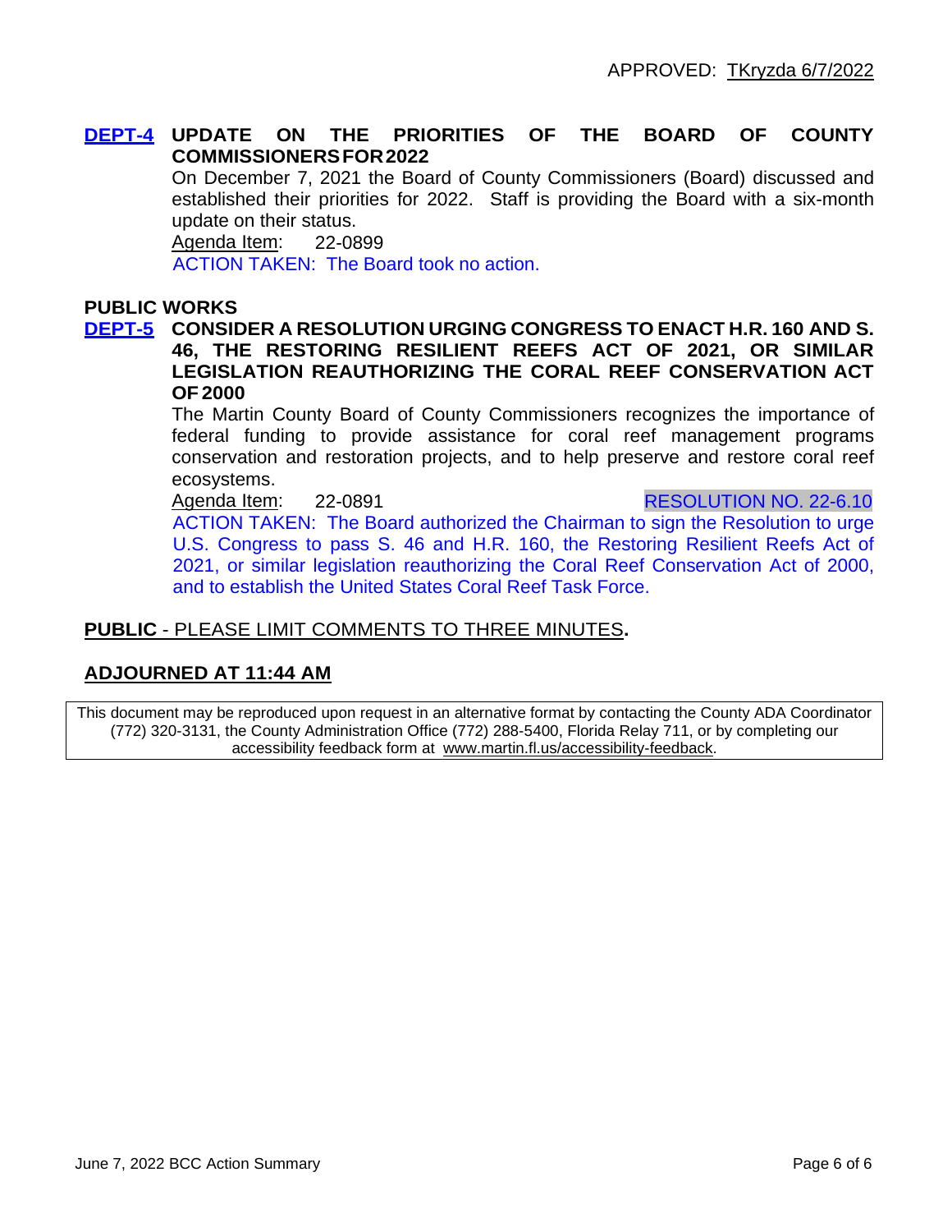APPROVED: TKryzda 6/7/2022

**DEPT-4 UPDATE ON THE PRIORITIES OF THE BOARD OF COUNTY COMMISSIONERS FOR 2022**

On December 7, 2021 the Board of County Commissioners (Board) discussed and established their priorities for 2022. Staff is providing the Board with a six-month update on their status.

Agenda Item: 22-0899

ACTION TAKEN: The Board took no action.

## PUBLIC WORKS

**DEPT-5 CONSIDER A RESOLUTION URGING CONGRESS TO ENACT H.R. 160 AND S. 46, THE RESTORING RESILIENT REEFS ACT OF 2021, OR SIMILAR LEGISLATION REAUTHORIZING THE CORAL REEF CONSERVATION ACT OF 2000**

The Martin County Board of County Commissioners recognizes the importance of federal funding to provide assistance for coral reef management programs conservation and restoration projects, and to help preserve and restore coral reef ecosystems.

Agenda Item: 22-0891 RESOLUTION NO. 22-6.10

ACTION TAKEN: The Board authorized the Chairman to sign the Resolution to urge U.S. Congress to pass S. 46 and H.R. 160, the Restoring Resilient Reefs Act of 2021, or similar legislation reauthorizing the Coral Reef Conservation Act of 2000, and to establish the United States Coral Reef Task Force.

**PUBLIC** - PLEASE LIMIT COMMENTS TO THREE MINUTES**.**

## ADJOURNED AT 11:44 AM

This document may be reproduced upon request in an alternative format by contacting the County ADA Coordinator (772) 320-3131, the County Administration Office (772) 288-5400, Florida Relay 711, or by completing our accessibility feedback form at www.martin.fl.us/accessibility-feedback.